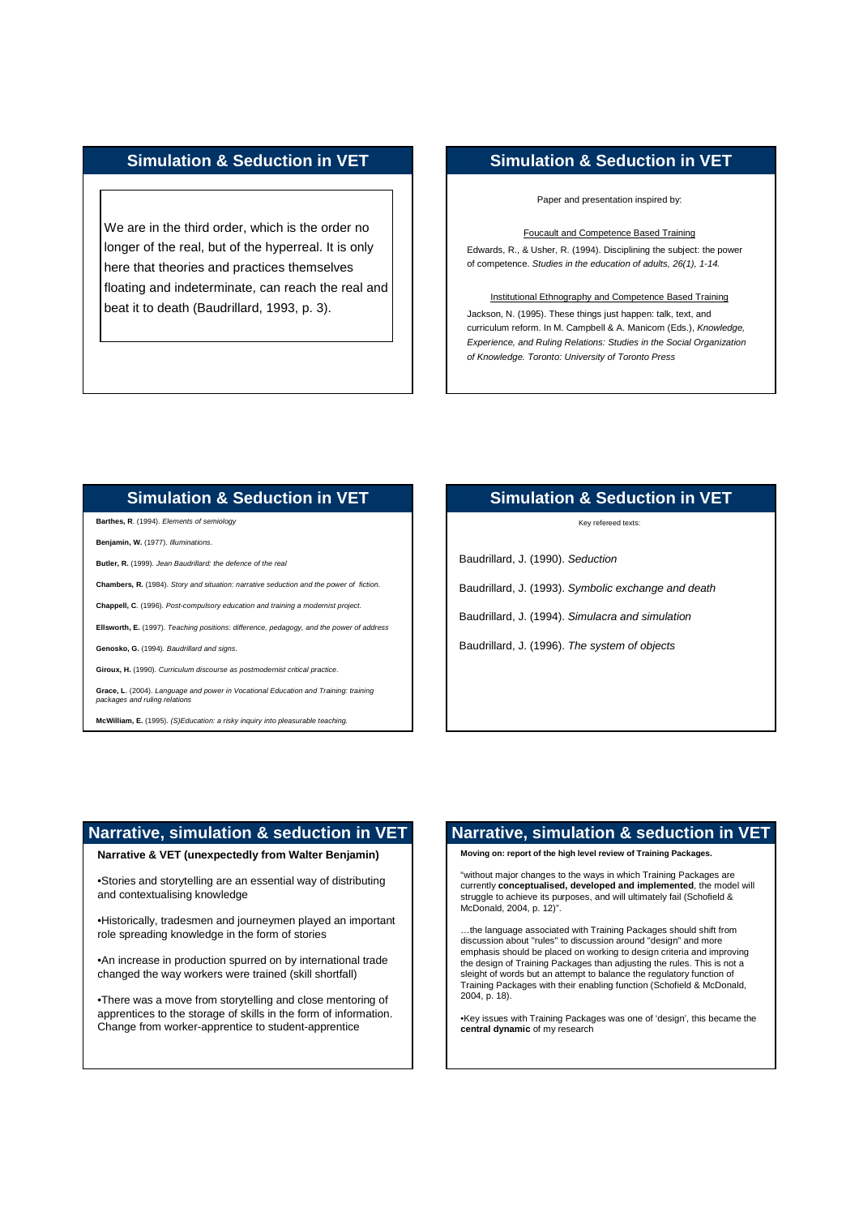## Simulation & Seduction in VET

We are in the third order, which is the order no longer of the real, but of the hyperreal. It is only here that theories and practices themselves floating and indeterminate, can reach the real and beat it to death (Baudrillard, 1993, p. 3).

## Simulation & Seduction in VET

Paper and presentation inspired by:

Foucault and Competence Based Training

Edwards, R., & Usher, R. (1994). Disciplining the subject: the power of competence. *Studies in the education of adults, 26(1), 1-14.*

Institutional Ethnography and Competence Based Training

Jackson, N. (1995). These things just happen: talk, text, and curriculum reform. In M. Campbell & A. Manicom (Eds.), *Knowledge, Experience, and Ruling Relations: Studies in the Social Organization of Knowledge. Toronto: University of Toronto Press*

## Simulation & Seduction in VET

**Barthes, R**. (1994). *Elements of semiology*

**Benjamin, W.** (1977). *Illuminations.*

**Butler, R.** (1999). *Jean Baudrillard: the defence of the real*

**Chambers, R.** (1984). *Story and situation: narrative seduction and the power of fiction.*

**Chappell, C**. (1996). *Post-compulsory education and training a modernist project.*

**Ellsworth, E.** (1997). *Teaching positions: difference, pedagogy, and the power of address*

**Genosko, G.** (1994). *Baudrillard and signs.*

**Giroux, H.** (1990). *Curriculum discourse as postmodernist critical practice.*

**Grace, L**. (2004). *Language and power in Vocational Education and Training: training packages and ruling relations*

**McWilliam, E.** (1995). *(S)Education: a risky inquiry into pleasurable teaching.*

## Simulation & Seduction in VET

Key refereed texts:

Baudrillard, J. (1990). *Seduction*

Baudrillard, J. (1993). *Symbolic exchange and death*

Baudrillard, J. (1994). *Simulacra and simulation*

Baudrillard, J. (1996). *The system of objects*

## Narrative, simulation & seduction in VET

**Narrative & VET (unexpectedly from Walter Benjamin)**

- Stories and storytelling are an essential way of distributing and contextualising knowledge
- Historically, tradesmen and journeymen played an important role spreading knowledge in the form of stories
- An increase in production spurred on by international trade changed the way workers were trained (skill shortfall)
- There was a move from storytelling and close mentoring of apprentices to the storage of skills in the form of information. Change from worker-apprentice to student-apprentice

## Narrative, simulation & seduction in VET

**Moving on: report of the high level review of Training Packages.**

"without major changes to the ways in which Training Packages are currently **conceptualised, developed and implemented**, the model will struggle to achieve its purposes, and will ultimately fail (Schofield & McDonald, 2004, p. 12)".

…the language associated with Training Packages should shift from discussion about "rules" to discussion around "design" and more emphasis should be placed on working to design criteria and improving the design of Training Packages than adjusting the rules. This is not a sleight of words but an attempt to balance the regulatory function of Training Packages with their enabling function (Schofield & McDonald, 2004, p. 18).

- Key issues with Training Packages was one of 'design', this became the **central dynamic** of my research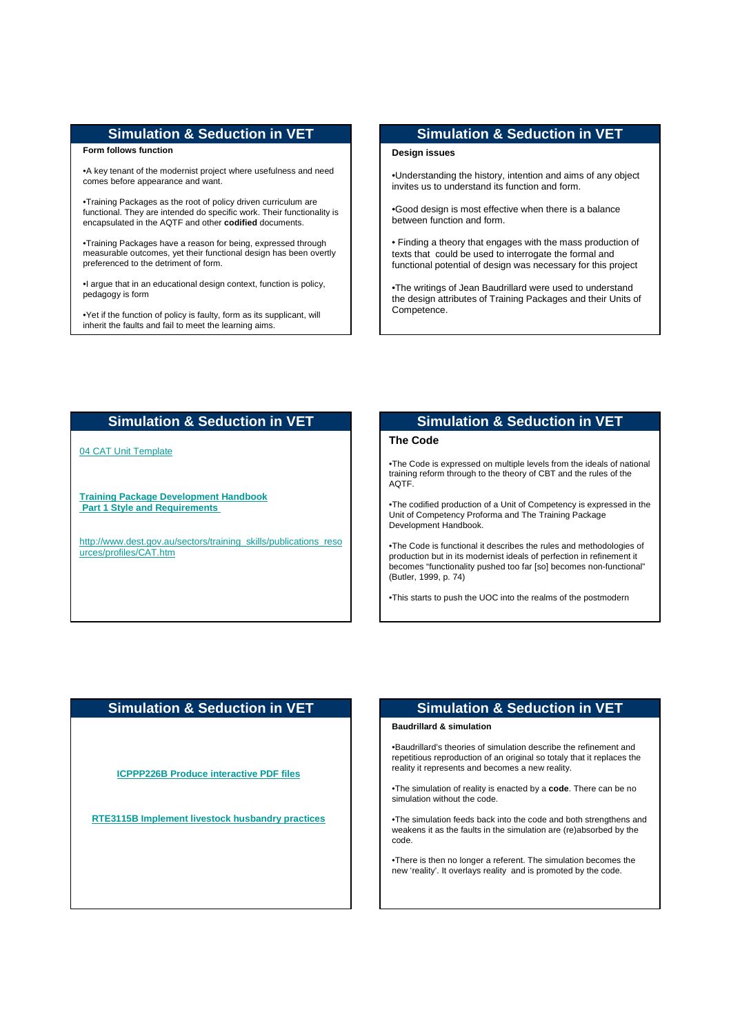## Simulation & Seduction in VET

**Form follows function**

- A key tenant of the modernist project where usefulness and need comes before appearance and want.
- Training Packages as the root of policy driven curriculum are functional. They are intended do specific work. Their functionality is encapsulated in the AQTF and other **codified** documents.
- Training Packages have a reason for being, expressed through measurable outcomes, yet their functional design has been overtly preferenced to the detriment of form.
- I argue that in an educational design context, function is policy, pedagogy is form
- Yet if the function of policy is faulty, form as its supplicant, will inherit the faults and fail to meet the learning aims.

## Simulation & Seduction in VET

**Design issues**

- Understanding the history, intention and aims of any object invites us to understand its function and form.
- Good design is most effective when there is a balance between function and form.
- Finding a theory that engages with the mass production of texts that could be used to interrogate the formal and functional potential of design was necessary for this project
- The writings of Jean Baudrillard were used to understand the design attributes of Training Packages and their Units of Competence.

## Simulation & Seduction in VET

04 CAT Unit Template

**Training Package Development Handbook**
**Part 1 Style and Requirements**

http://www.dest.gov.au/sectors/training_skills/publications_resources/profiles/CAT.htm

## Simulation & Seduction in VET

**The Code**

- The Code is expressed on multiple levels from the ideals of national training reform through to the theory of CBT and the rules of the AQTF.
- The codified production of a Unit of Competency is expressed in the Unit of Competency Proforma and The Training Package Development Handbook.
- The Code is functional it describes the rules and methodologies of production but in its modernist ideals of perfection in refinement it becomes "functionality pushed too far [so] becomes non-functional" (Butler, 1999, p. 74)
- This starts to push the UOC into the realms of the postmodern

## Simulation & Seduction in VET

**ICPPP226B Produce interactive PDF files**

**RTE3115B Implement livestock husbandry practices**

## Simulation & Seduction in VET

**Baudrillard & simulation**

- Baudrillard's theories of simulation describe the refinement and repetitious reproduction of an original so totaly that it replaces the reality it represents and becomes a new reality.
- The simulation of reality is enacted by a **code**. There can be no simulation without the code.
- The simulation feeds back into the code and both strengthens and weakens it as the faults in the simulation are (re)absorbed by the code.
- There is then no longer a referent. The simulation becomes the new 'reality'. It overlays reality and is promoted by the code.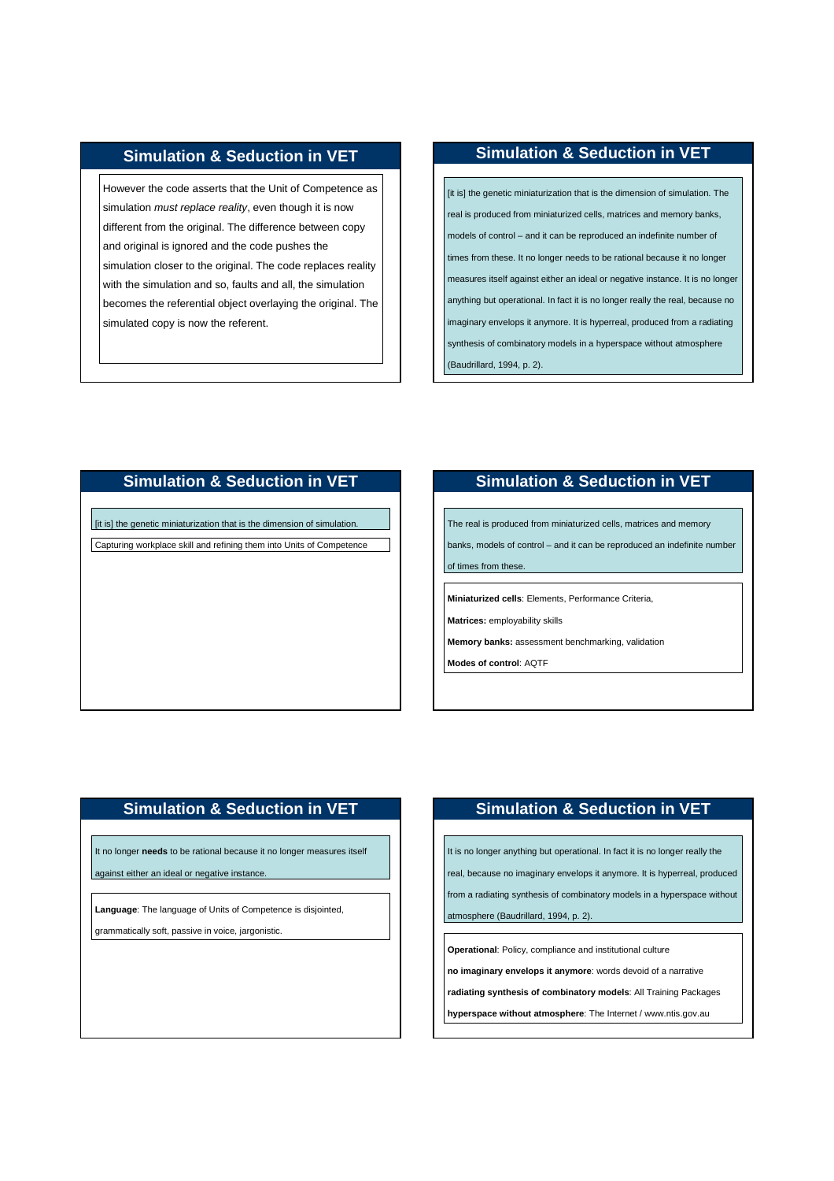## Simulation & Seduction in VET

However the code asserts that the Unit of Competence as simulation *must replace reality*, even though it is now different from the original. The difference between copy and original is ignored and the code pushes the simulation closer to the original. The code replaces reality with the simulation and so, faults and all, the simulation becomes the referential object overlaying the original. The simulated copy is now the referent.

## Simulation & Seduction in VET

[it is] the genetic miniaturization that is the dimension of simulation. The real is produced from miniaturized cells, matrices and memory banks, models of control – and it can be reproduced an indefinite number of times from these. It no longer needs to be rational because it no longer measures itself against either an ideal or negative instance. It is no longer anything but operational. In fact it is no longer really the real, because no imaginary envelops it anymore. It is hyperreal, produced from a radiating synthesis of combinatory models in a hyperspace without atmosphere (Baudrillard, 1994, p. 2).

## Simulation & Seduction in VET

[it is] the genetic miniaturization that is the dimension of simulation.

Capturing workplace skill and refining them into Units of Competence

## Simulation & Seduction in VET

The real is produced from miniaturized cells, matrices and memory banks, models of control – and it can be reproduced an indefinite number of times from these.

**Miniaturized cells**: Elements, Performance Criteria,

**Matrices:** employability skills

**Memory banks:** assessment benchmarking, validation

**Modes of control**: AQTF

## Simulation & Seduction in VET

It no longer **needs** to be rational because it no longer measures itself against either an ideal or negative instance.

**Language**: The language of Units of Competence is disjointed, grammatically soft, passive in voice, jargonistic.

## Simulation & Seduction in VET

It is no longer anything but operational. In fact it is no longer really the real, because no imaginary envelops it anymore. It is hyperreal, produced from a radiating synthesis of combinatory models in a hyperspace without atmosphere (Baudrillard, 1994, p. 2).

**Operational**: Policy, compliance and institutional culture

**no imaginary envelops it anymore**: words devoid of a narrative

**radiating synthesis of combinatory models**: All Training Packages

**hyperspace without atmosphere**: The Internet / www.ntis.gov.au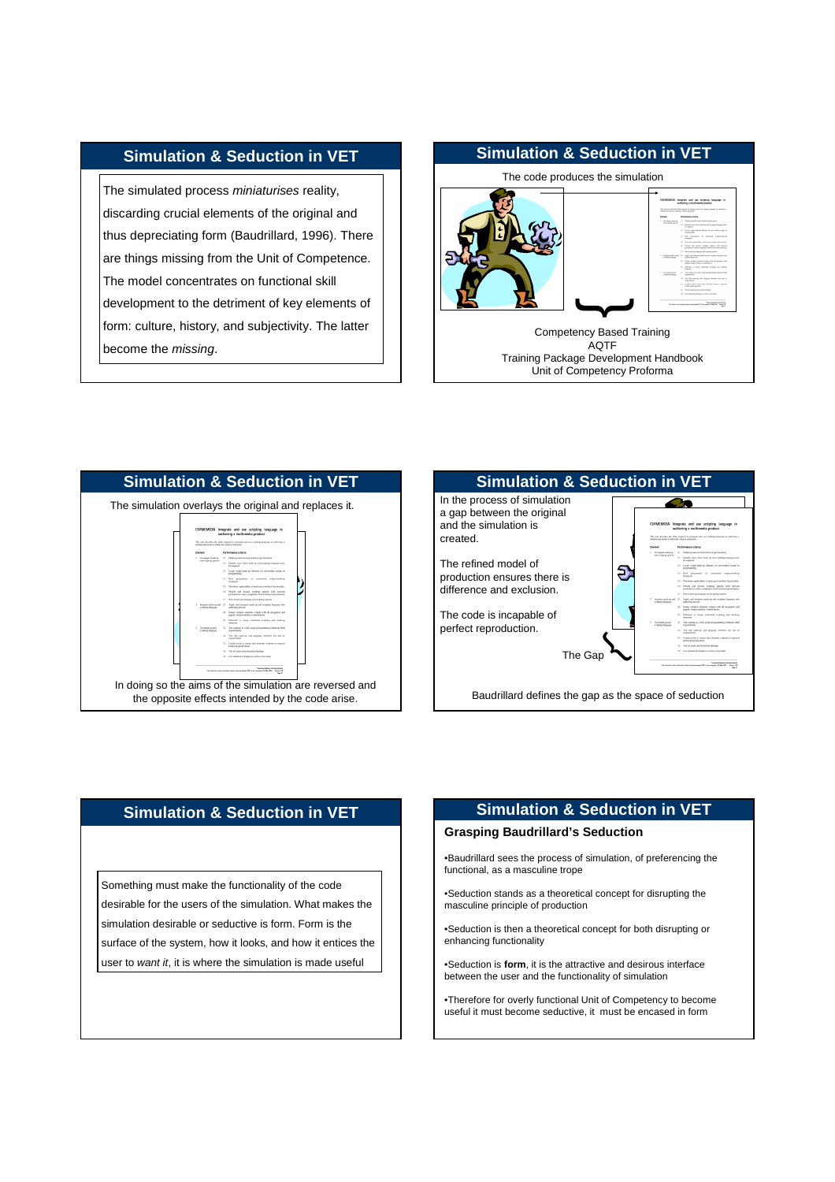## Simulation & Seduction in VET

The simulated process *miniaturises* reality, discarding crucial elements of the original and thus depreciating form (Baudrillard, 1996). There are things missing from the Unit of Competence. The model concentrates on functional skill development to the detriment of key elements of form: culture, history, and subjectivity. The latter become the *missing*.

## Simulation & Seduction in VET

The code produces the simulation

Competency Based Training
AQTF
Training Package Development Handbook
Unit of Competency Proforma

## Simulation & Seduction in VET

The simulation overlays the original and replaces it.

In doing so the aims of the simulation are reversed and the opposite effects intended by the code arise.

## Simulation & Seduction in VET

In the process of simulation a gap between the original and the simulation is created.

The refined model of production ensures there is difference and exclusion.

The code is incapable of perfect reproduction.

The Gap

Baudrillard defines the gap as the space of seduction

## Simulation & Seduction in VET

Something must make the functionality of the code desirable for the users of the simulation. What makes the simulation desirable or seductive is form. Form is the surface of the system, how it looks, and how it entices the user to *want it*, it is where the simulation is made useful

## Simulation & Seduction in VET

### Grasping Baudrillard's Seduction

- Baudrillard sees the process of simulation, of preferencing the functional, as a masculine trope
- Seduction stands as a theoretical concept for disrupting the masculine principle of production
- Seduction is then a theoretical concept for both disrupting or enhancing functionality
- Seduction is **form**, it is the attractive and desirous interface between the user and the functionality of simulation
- Therefore for overly functional Unit of Competency to become useful it must become seductive, it must be encased in form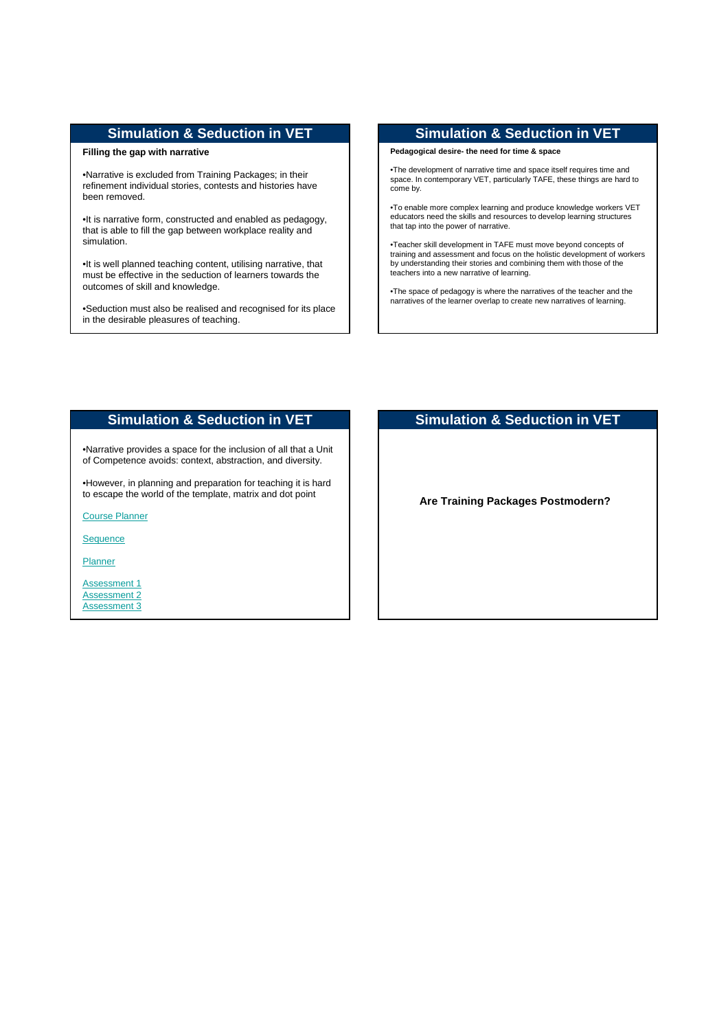## Simulation & Seduction in VET

**Filling the gap with narrative**

•Narrative is excluded from Training Packages; in their refinement individual stories, contests and histories have been removed.

•It is narrative form, constructed and enabled as pedagogy, that is able to fill the gap between workplace reality and simulation.

•It is well planned teaching content, utilising narrative, that must be effective in the seduction of learners towards the outcomes of skill and knowledge.

•Seduction must also be realised and recognised for its place in the desirable pleasures of teaching.

## Simulation & Seduction in VET

**Pedagogical desire- the need for time & space**

•The development of narrative time and space itself requires time and space. In contemporary VET, particularly TAFE, these things are hard to come by.

•To enable more complex learning and produce knowledge workers VET educators need the skills and resources to develop learning structures that tap into the power of narrative.

•Teacher skill development in TAFE must move beyond concepts of training and assessment and focus on the holistic development of workers by understanding their stories and combining them with those of the teachers into a new narrative of learning.

•The space of pedagogy is where the narratives of the teacher and the narratives of the learner overlap to create new narratives of learning.

## Simulation & Seduction in VET

•Narrative provides a space for the inclusion of all that a Unit of Competence avoids: context, abstraction, and diversity.

•However, in planning and preparation for teaching it is hard to escape the world of the template, matrix and dot point

Course Planner

Sequence

Planner

Assessment 1
Assessment 2
Assessment 3

## Simulation & Seduction in VET

**Are Training Packages Postmodern?**